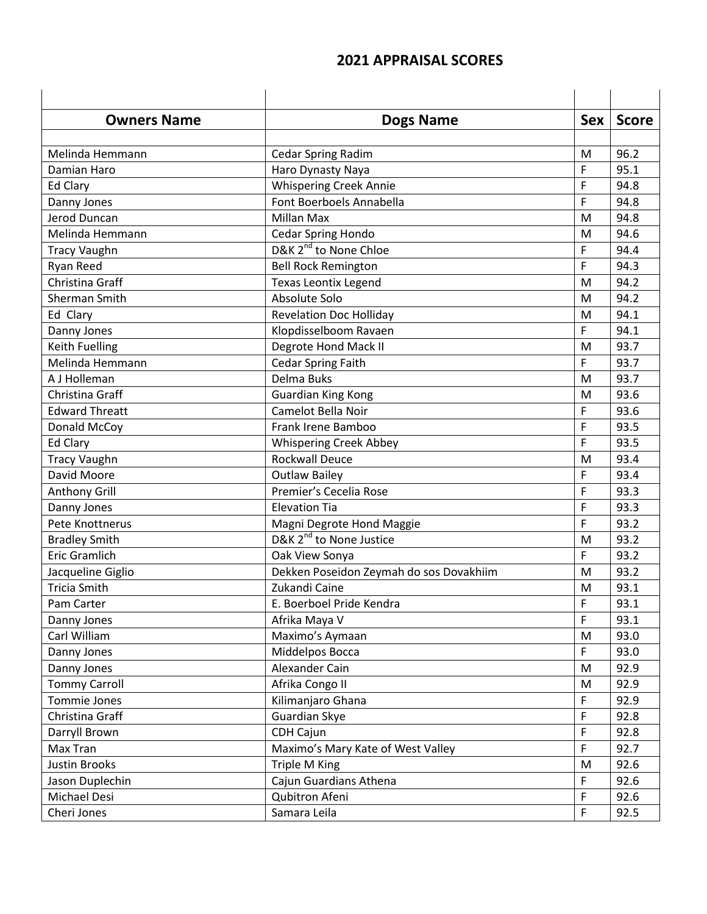# 2021 APPRAISAL SCORES

| Owners Name | Dogs Name | Sex | Score |
|---|---|---|---|
| Melinda Hemmann | Cedar Spring Radim | M | 96.2 |
| Damian Haro | Haro Dynasty Naya | F | 95.1 |
| Ed Clary | Whispering Creek Annie | F | 94.8 |
| Danny Jones | Font Boerboels Annabella | F | 94.8 |
| Jerod Duncan | Millan Max | M | 94.8 |
| Melinda Hemmann | Cedar Spring Hondo | M | 94.6 |
| Tracy Vaughn | D&K 2nd to None Chloe | F | 94.4 |
| Ryan Reed | Bell Rock Remington | F | 94.3 |
| Christina Graff | Texas Leontix Legend | M | 94.2 |
| Sherman Smith | Absolute Solo | M | 94.2 |
| Ed Clary | Revelation Doc Holliday | M | 94.1 |
| Danny Jones | Klopdisselboom Ravaen | F | 94.1 |
| Keith Fuelling | Degrote Hond Mack II | M | 93.7 |
| Melinda Hemmann | Cedar Spring Faith | F | 93.7 |
| A J Holleman | Delma Buks | M | 93.7 |
| Christina Graff | Guardian King Kong | M | 93.6 |
| Edward Threatt | Camelot Bella Noir | F | 93.6 |
| Donald McCoy | Frank Irene Bamboo | F | 93.5 |
| Ed Clary | Whispering Creek Abbey | F | 93.5 |
| Tracy Vaughn | Rockwall Deuce | M | 93.4 |
| David Moore | Outlaw Bailey | F | 93.4 |
| Anthony Grill | Premier's Cecelia Rose | F | 93.3 |
| Danny Jones | Elevation Tia | F | 93.3 |
| Pete Knottnerus | Magni Degrote Hond Maggie | F | 93.2 |
| Bradley Smith | D&K 2nd to None Justice | M | 93.2 |
| Eric Gramlich | Oak View Sonya | F | 93.2 |
| Jacqueline Giglio | Dekken Poseidon Zeymah do sos Dovakhiim | M | 93.2 |
| Tricia Smith | Zukandi Caine | M | 93.1 |
| Pam Carter | E. Boerboel Pride Kendra | F | 93.1 |
| Danny Jones | Afrika Maya V | F | 93.1 |
| Carl William | Maximo's Aymaan | M | 93.0 |
| Danny Jones | Middelpos Bocca | F | 93.0 |
| Danny Jones | Alexander Cain | M | 92.9 |
| Tommy Carroll | Afrika Congo II | M | 92.9 |
| Tommie Jones | Kilimanjaro Ghana | F | 92.9 |
| Christina Graff | Guardian Skye | F | 92.8 |
| Darryll Brown | CDH Cajun | F | 92.8 |
| Max Tran | Maximo's Mary Kate of West Valley | F | 92.7 |
| Justin Brooks | Triple M King | M | 92.6 |
| Jason Duplechin | Cajun Guardians Athena | F | 92.6 |
| Michael Desi | Qubitron Afeni | F | 92.6 |
| Cheri Jones | Samara Leila | F | 92.5 |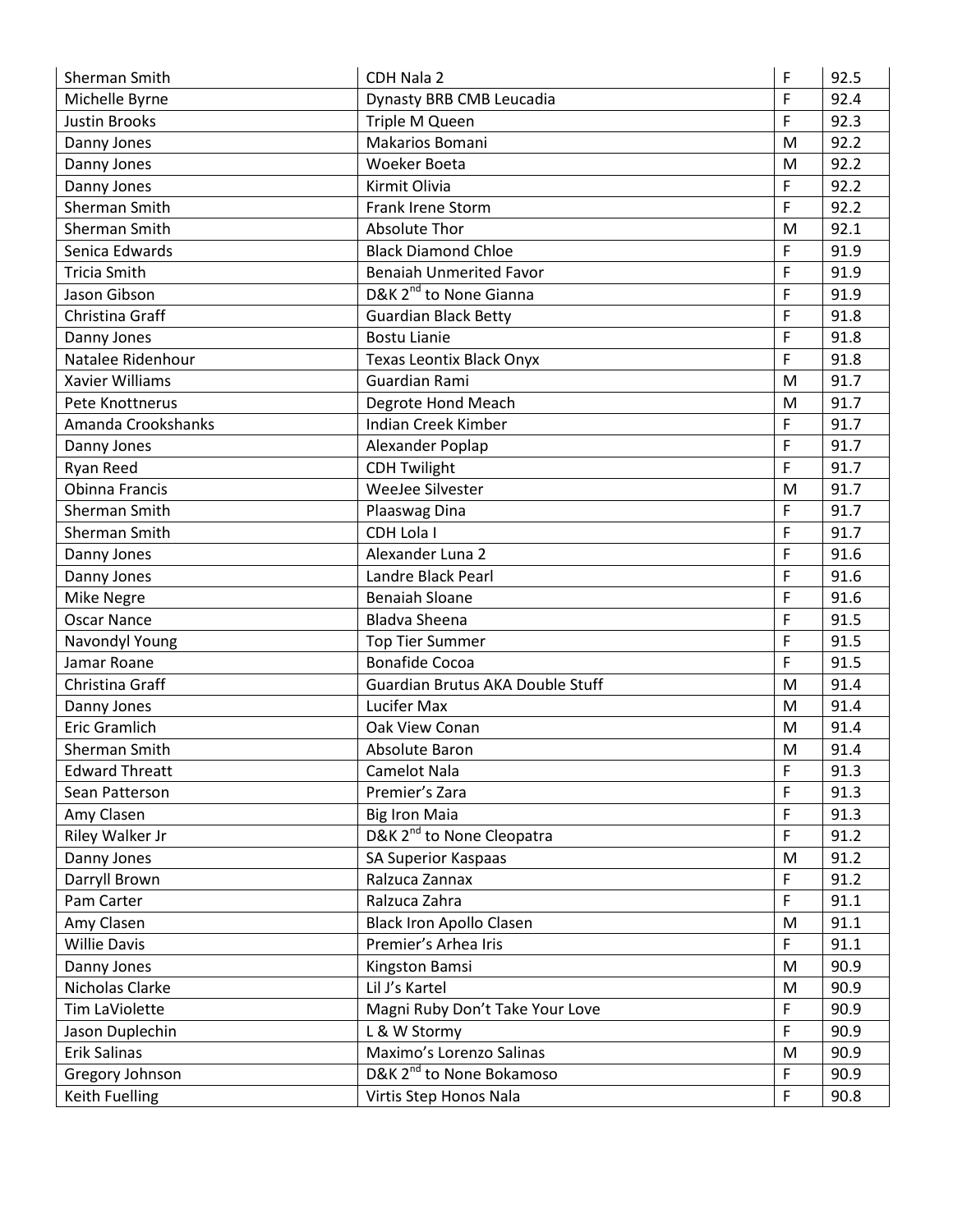| | | | |
|---|---|---|---|
| Sherman Smith | CDH Nala 2 | F | 92.5 |
| Michelle Byrne | Dynasty BRB CMB Leucadia | F | 92.4 |
| Justin Brooks | Triple M Queen | F | 92.3 |
| Danny Jones | Makarios Bomani | M | 92.2 |
| Danny Jones | Woeker Boeta | M | 92.2 |
| Danny Jones | Kirmit Olivia | F | 92.2 |
| Sherman Smith | Frank Irene Storm | F | 92.2 |
| Sherman Smith | Absolute Thor | M | 92.1 |
| Senica Edwards | Black Diamond Chloe | F | 91.9 |
| Tricia Smith | Benaiah Unmerited Favor | F | 91.9 |
| Jason Gibson | D&K 2nd to None Gianna | F | 91.9 |
| Christina Graff | Guardian Black Betty | F | 91.8 |
| Danny Jones | Bostu Lianie | F | 91.8 |
| Natalee Ridenhour | Texas Leontix Black Onyx | F | 91.8 |
| Xavier Williams | Guardian Rami | M | 91.7 |
| Pete Knottnerus | Degrote Hond Meach | M | 91.7 |
| Amanda Crookshanks | Indian Creek Kimber | F | 91.7 |
| Danny Jones | Alexander Poplap | F | 91.7 |
| Ryan Reed | CDH Twilight | F | 91.7 |
| Obinna Francis | WeeJee Silvester | M | 91.7 |
| Sherman Smith | Plaaswag Dina | F | 91.7 |
| Sherman Smith | CDH Lola I | F | 91.7 |
| Danny Jones | Alexander Luna 2 | F | 91.6 |
| Danny Jones | Landre Black Pearl | F | 91.6 |
| Mike Negre | Benaiah Sloane | F | 91.6 |
| Oscar Nance | Bladva Sheena | F | 91.5 |
| Navondyl Young | Top Tier Summer | F | 91.5 |
| Jamar Roane | Bonafide Cocoa | F | 91.5 |
| Christina Graff | Guardian Brutus AKA Double Stuff | M | 91.4 |
| Danny Jones | Lucifer Max | M | 91.4 |
| Eric Gramlich | Oak View Conan | M | 91.4 |
| Sherman Smith | Absolute Baron | M | 91.4 |
| Edward Threatt | Camelot Nala | F | 91.3 |
| Sean Patterson | Premier's Zara | F | 91.3 |
| Amy Clasen | Big Iron Maia | F | 91.3 |
| Riley Walker Jr | D&K 2nd to None Cleopatra | F | 91.2 |
| Danny Jones | SA Superior Kaspaas | M | 91.2 |
| Darryll Brown | Ralzuca Zannax | F | 91.2 |
| Pam Carter | Ralzuca Zahra | F | 91.1 |
| Amy Clasen | Black Iron Apollo Clasen | M | 91.1 |
| Willie Davis | Premier's Arhea Iris | F | 91.1 |
| Danny Jones | Kingston Bamsi | M | 90.9 |
| Nicholas Clarke | Lil J's Kartel | M | 90.9 |
| Tim LaViolette | Magni Ruby Don't Take Your Love | F | 90.9 |
| Jason Duplechin | L & W Stormy | F | 90.9 |
| Erik Salinas | Maximo's Lorenzo Salinas | M | 90.9 |
| Gregory Johnson | D&K 2nd to None Bokamoso | F | 90.9 |
| Keith Fuelling | Virtis Step Honos Nala | F | 90.8 |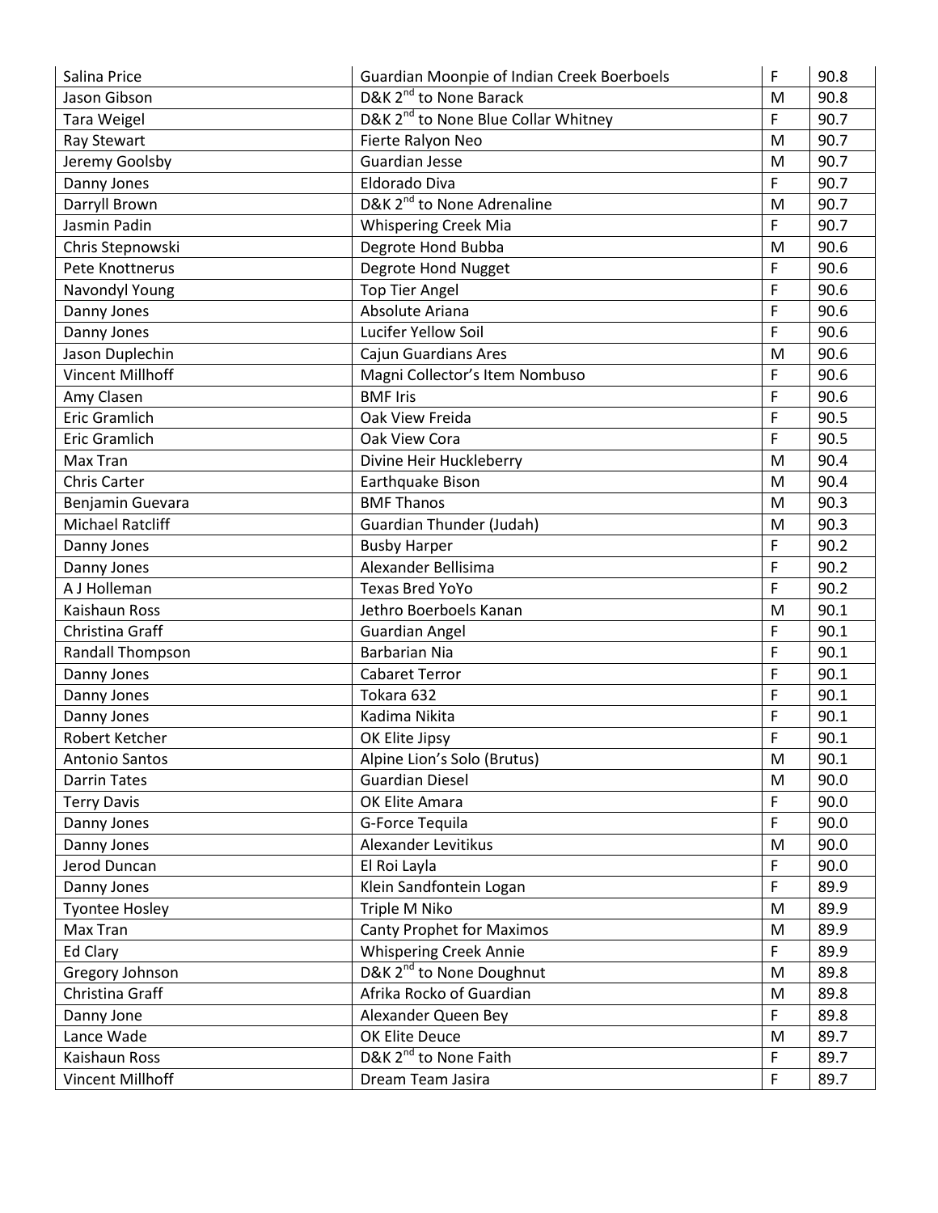| | | | |
|---|---|---|---|
| Salina Price | Guardian Moonpie of Indian Creek Boerboels | F | 90.8 |
| Jason Gibson | D&K 2nd to None Barack | M | 90.8 |
| Tara Weigel | D&K 2nd to None Blue Collar Whitney | F | 90.7 |
| Ray Stewart | Fierte Ralyon Neo | M | 90.7 |
| Jeremy Goolsby | Guardian Jesse | M | 90.7 |
| Danny Jones | Eldorado Diva | F | 90.7 |
| Darryll Brown | D&K 2nd to None Adrenaline | M | 90.7 |
| Jasmin Padin | Whispering Creek Mia | F | 90.7 |
| Chris Stepnowski | Degrote Hond Bubba | M | 90.6 |
| Pete Knottnerus | Degrote Hond Nugget | F | 90.6 |
| Navondyl Young | Top Tier Angel | F | 90.6 |
| Danny Jones | Absolute Ariana | F | 90.6 |
| Danny Jones | Lucifer Yellow Soil | F | 90.6 |
| Jason Duplechin | Cajun Guardians Ares | M | 90.6 |
| Vincent Millhoff | Magni Collector's Item Nombuso | F | 90.6 |
| Amy Clasen | BMF Iris | F | 90.6 |
| Eric Gramlich | Oak View Freida | F | 90.5 |
| Eric Gramlich | Oak View Cora | F | 90.5 |
| Max Tran | Divine Heir Huckleberry | M | 90.4 |
| Chris Carter | Earthquake Bison | M | 90.4 |
| Benjamin Guevara | BMF Thanos | M | 90.3 |
| Michael Ratcliff | Guardian Thunder (Judah) | M | 90.3 |
| Danny Jones | Busby Harper | F | 90.2 |
| Danny Jones | Alexander Bellisima | F | 90.2 |
| A J Holleman | Texas Bred YoYo | F | 90.2 |
| Kaishaun Ross | Jethro Boerboels Kanan | M | 90.1 |
| Christina Graff | Guardian Angel | F | 90.1 |
| Randall Thompson | Barbarian Nia | F | 90.1 |
| Danny Jones | Cabaret Terror | F | 90.1 |
| Danny Jones | Tokara 632 | F | 90.1 |
| Danny Jones | Kadima Nikita | F | 90.1 |
| Robert Ketcher | OK Elite Jipsy | F | 90.1 |
| Antonio Santos | Alpine Lion's Solo (Brutus) | M | 90.1 |
| Darrin Tates | Guardian Diesel | M | 90.0 |
| Terry Davis | OK Elite Amara | F | 90.0 |
| Danny Jones | G-Force Tequila | F | 90.0 |
| Danny Jones | Alexander Levitikus | M | 90.0 |
| Jerod Duncan | El Roi Layla | F | 90.0 |
| Danny Jones | Klein Sandfontein Logan | F | 89.9 |
| Tyontee Hosley | Triple M Niko | M | 89.9 |
| Max Tran | Canty Prophet for Maximos | M | 89.9 |
| Ed Clary | Whispering Creek Annie | F | 89.9 |
| Gregory Johnson | D&K 2nd to None Doughnut | M | 89.8 |
| Christina Graff | Afrika Rocko of Guardian | M | 89.8 |
| Danny Jone | Alexander Queen Bey | F | 89.8 |
| Lance Wade | OK Elite Deuce | M | 89.7 |
| Kaishaun Ross | D&K 2nd to None Faith | F | 89.7 |
| Vincent Millhoff | Dream Team Jasira | F | 89.7 |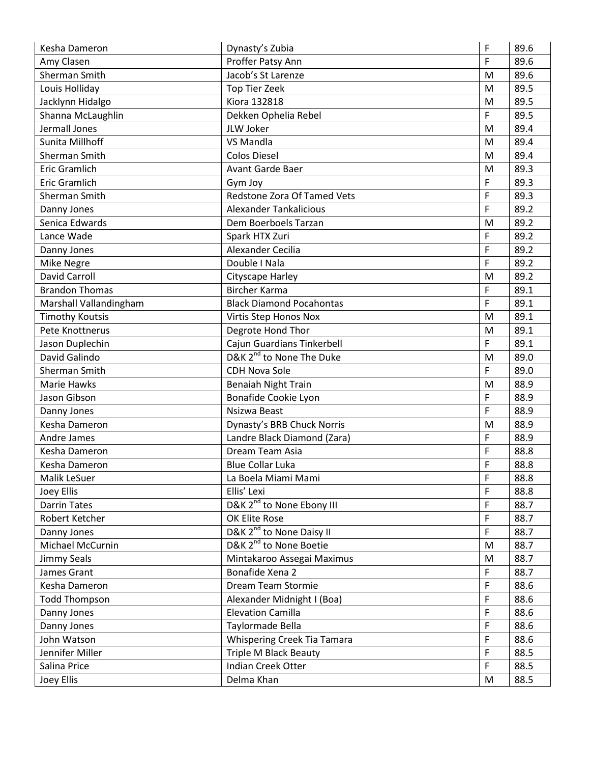| Kesha Dameron | Dynasty's Zubia | F | 89.6 |
|---|---|---|---|
| Amy Clasen | Proffer Patsy Ann | F | 89.6 |
| Sherman Smith | Jacob's St Larenze | M | 89.6 |
| Louis Holliday | Top Tier Zeek | M | 89.5 |
| Jacklynn Hidalgo | Kiora 132818 | M | 89.5 |
| Shanna McLaughlin | Dekken Ophelia Rebel | F | 89.5 |
| Jermall Jones | JLW Joker | M | 89.4 |
| Sunita Millhoff | VS Mandla | M | 89.4 |
| Sherman Smith | Colos Diesel | M | 89.4 |
| Eric Gramlich | Avant Garde Baer | M | 89.3 |
| Eric Gramlich | Gym Joy | F | 89.3 |
| Sherman Smith | Redstone Zora Of Tamed Vets | F | 89.3 |
| Danny Jones | Alexander Tankalicious | F | 89.2 |
| Senica Edwards | Dem Boerboels Tarzan | M | 89.2 |
| Lance Wade | Spark HTX Zuri | F | 89.2 |
| Danny Jones | Alexander Cecilia | F | 89.2 |
| Mike Negre | Double I Nala | F | 89.2 |
| David Carroll | Cityscape Harley | M | 89.2 |
| Brandon Thomas | Bircher Karma | F | 89.1 |
| Marshall Vallandingham | Black Diamond Pocahontas | F | 89.1 |
| Timothy Koutsis | Virtis Step Honos Nox | M | 89.1 |
| Pete Knottnerus | Degrote Hond Thor | M | 89.1 |
| Jason Duplechin | Cajun Guardians Tinkerbell | F | 89.1 |
| David Galindo | D&K 2nd to None The Duke | M | 89.0 |
| Sherman Smith | CDH Nova Sole | F | 89.0 |
| Marie Hawks | Benaiah Night Train | M | 88.9 |
| Jason Gibson | Bonafide Cookie Lyon | F | 88.9 |
| Danny Jones | Nsizwa Beast | F | 88.9 |
| Kesha Dameron | Dynasty's BRB Chuck Norris | M | 88.9 |
| Andre James | Landre Black Diamond (Zara) | F | 88.9 |
| Kesha Dameron | Dream Team Asia | F | 88.8 |
| Kesha Dameron | Blue Collar Luka | F | 88.8 |
| Malik LeSuer | La Boela Miami Mami | F | 88.8 |
| Joey Ellis | Ellis' Lexi | F | 88.8 |
| Darrin Tates | D&K 2nd to None Ebony III | F | 88.7 |
| Robert Ketcher | OK Elite Rose | F | 88.7 |
| Danny Jones | D&K 2nd to None Daisy II | F | 88.7 |
| Michael McCurnin | D&K 2nd to None Boetie | M | 88.7 |
| Jimmy Seals | Mintakaroo Assegai Maximus | M | 88.7 |
| James Grant | Bonafide Xena 2 | F | 88.7 |
| Kesha Dameron | Dream Team Stormie | F | 88.6 |
| Todd Thompson | Alexander Midnight I (Boa) | F | 88.6 |
| Danny Jones | Elevation Camilla | F | 88.6 |
| Danny Jones | Taylormade Bella | F | 88.6 |
| John Watson | Whispering Creek Tia Tamara | F | 88.6 |
| Jennifer Miller | Triple M Black Beauty | F | 88.5 |
| Salina Price | Indian Creek Otter | F | 88.5 |
| Joey Ellis | Delma Khan | M | 88.5 |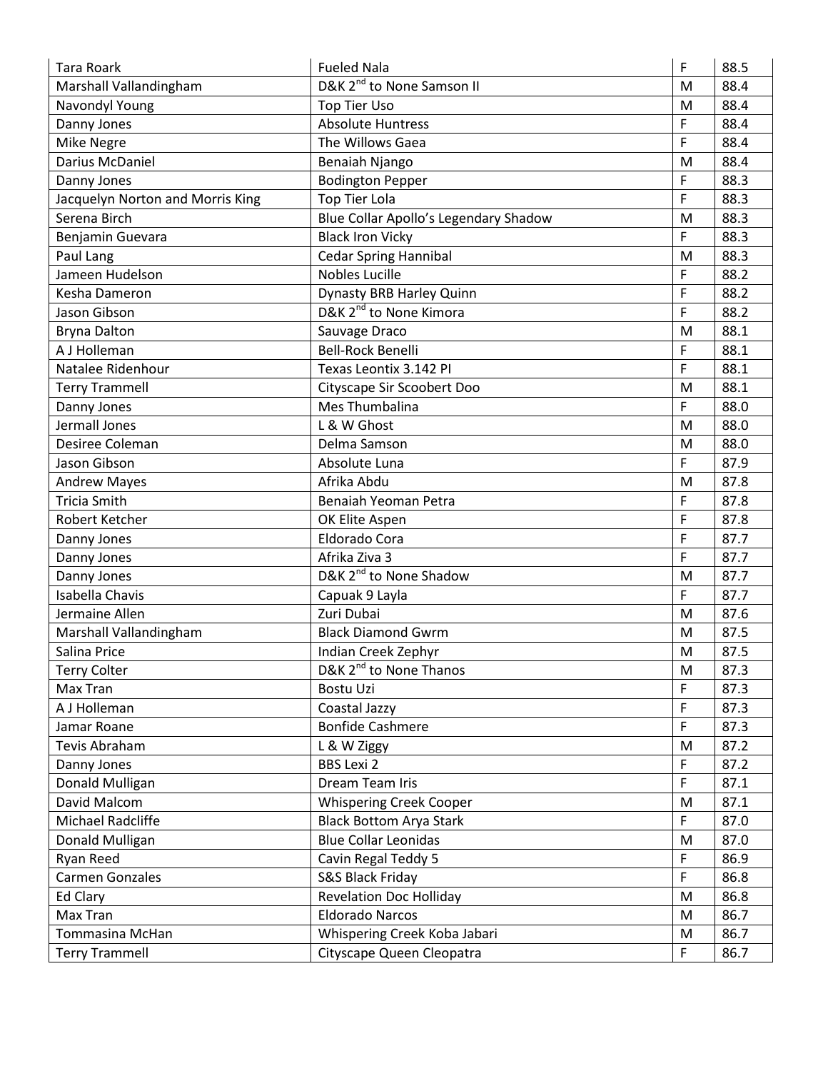| | | | |
|---|---|---|---|
| Tara Roark | Fueled Nala | F | 88.5 |
| Marshall Vallandingham | D&K 2nd to None Samson II | M | 88.4 |
| Navondyl Young | Top Tier Uso | M | 88.4 |
| Danny Jones | Absolute Huntress | F | 88.4 |
| Mike Negre | The Willows Gaea | F | 88.4 |
| Darius McDaniel | Benaiah Njango | M | 88.4 |
| Danny Jones | Bodington Pepper | F | 88.3 |
| Jacquelyn Norton and Morris King | Top Tier Lola | F | 88.3 |
| Serena Birch | Blue Collar Apollo's Legendary Shadow | M | 88.3 |
| Benjamin Guevara | Black Iron Vicky | F | 88.3 |
| Paul Lang | Cedar Spring Hannibal | M | 88.3 |
| Jameen Hudelson | Nobles Lucille | F | 88.2 |
| Kesha Dameron | Dynasty BRB Harley Quinn | F | 88.2 |
| Jason Gibson | D&K 2nd to None Kimora | F | 88.2 |
| Bryna Dalton | Sauvage Draco | M | 88.1 |
| A J Holleman | Bell-Rock Benelli | F | 88.1 |
| Natalee Ridenhour | Texas Leontix 3.142 PI | F | 88.1 |
| Terry Trammell | Cityscape Sir Scoobert Doo | M | 88.1 |
| Danny Jones | Mes Thumbalina | F | 88.0 |
| Jermall Jones | L & W Ghost | M | 88.0 |
| Desiree Coleman | Delma Samson | M | 88.0 |
| Jason Gibson | Absolute Luna | F | 87.9 |
| Andrew Mayes | Afrika Abdu | M | 87.8 |
| Tricia Smith | Benaiah Yeoman Petra | F | 87.8 |
| Robert Ketcher | OK Elite Aspen | F | 87.8 |
| Danny Jones | Eldorado Cora | F | 87.7 |
| Danny Jones | Afrika Ziva 3 | F | 87.7 |
| Danny Jones | D&K 2nd to None Shadow | M | 87.7 |
| Isabella Chavis | Capuak 9 Layla | F | 87.7 |
| Jermaine Allen | Zuri Dubai | M | 87.6 |
| Marshall Vallandingham | Black Diamond Gwrm | M | 87.5 |
| Salina Price | Indian Creek Zephyr | M | 87.5 |
| Terry Colter | D&K 2nd to None Thanos | M | 87.3 |
| Max Tran | Bostu Uzi | F | 87.3 |
| A J Holleman | Coastal Jazzy | F | 87.3 |
| Jamar Roane | Bonfide Cashmere | F | 87.3 |
| Tevis Abraham | L & W Ziggy | M | 87.2 |
| Danny Jones | BBS Lexi 2 | F | 87.2 |
| Donald Mulligan | Dream Team Iris | F | 87.1 |
| David Malcom | Whispering Creek Cooper | M | 87.1 |
| Michael Radcliffe | Black Bottom Arya Stark | F | 87.0 |
| Donald Mulligan | Blue Collar Leonidas | M | 87.0 |
| Ryan Reed | Cavin Regal Teddy 5 | F | 86.9 |
| Carmen Gonzales | S&S Black Friday | F | 86.8 |
| Ed Clary | Revelation Doc Holliday | M | 86.8 |
| Max Tran | Eldorado Narcos | M | 86.7 |
| Tommasina McHan | Whispering Creek Koba Jabari | M | 86.7 |
| Terry Trammell | Cityscape Queen Cleopatra | F | 86.7 |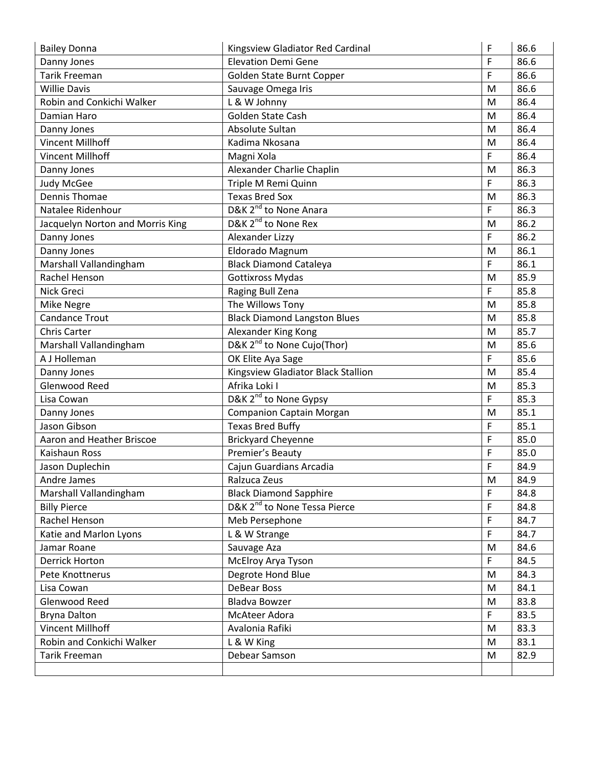| | | | |
|---|---|---|---|
| Bailey Donna | Kingsview Gladiator Red Cardinal | F | 86.6 |
| Danny Jones | Elevation Demi Gene | F | 86.6 |
| Tarik Freeman | Golden State Burnt Copper | F | 86.6 |
| Willie Davis | Sauvage Omega Iris | M | 86.6 |
| Robin and Conkichi Walker | L & W Johnny | M | 86.4 |
| Damian Haro | Golden State Cash | M | 86.4 |
| Danny Jones | Absolute Sultan | M | 86.4 |
| Vincent Millhoff | Kadima Nkosana | M | 86.4 |
| Vincent Millhoff | Magni Xola | F | 86.4 |
| Danny Jones | Alexander Charlie Chaplin | M | 86.3 |
| Judy McGee | Triple M Remi Quinn | F | 86.3 |
| Dennis Thomae | Texas Bred Sox | M | 86.3 |
| Natalee Ridenhour | D&K 2nd to None Anara | F | 86.3 |
| Jacquelyn Norton and Morris King | D&K 2nd to None Rex | M | 86.2 |
| Danny Jones | Alexander Lizzy | F | 86.2 |
| Danny Jones | Eldorado Magnum | M | 86.1 |
| Marshall Vallandingham | Black Diamond Cataleya | F | 86.1 |
| Rachel Henson | Gottixross Mydas | M | 85.9 |
| Nick Greci | Raging Bull Zena | F | 85.8 |
| Mike Negre | The Willows Tony | M | 85.8 |
| Candance Trout | Black Diamond Langston Blues | M | 85.8 |
| Chris Carter | Alexander King Kong | M | 85.7 |
| Marshall Vallandingham | D&K 2nd to None Cujo(Thor) | M | 85.6 |
| A J Holleman | OK Elite Aya Sage | F | 85.6 |
| Danny Jones | Kingsview Gladiator Black Stallion | M | 85.4 |
| Glenwood Reed | Afrika Loki I | M | 85.3 |
| Lisa Cowan | D&K 2nd to None Gypsy | F | 85.3 |
| Danny Jones | Companion Captain Morgan | M | 85.1 |
| Jason Gibson | Texas Bred Buffy | F | 85.1 |
| Aaron and Heather Briscoe | Brickyard Cheyenne | F | 85.0 |
| Kaishaun Ross | Premier's Beauty | F | 85.0 |
| Jason Duplechin | Cajun Guardians Arcadia | F | 84.9 |
| Andre James | Ralzuca Zeus | M | 84.9 |
| Marshall Vallandingham | Black Diamond Sapphire | F | 84.8 |
| Billy Pierce | D&K 2nd to None Tessa Pierce | F | 84.8 |
| Rachel Henson | Meb Persephone | F | 84.7 |
| Katie and Marlon Lyons | L & W Strange | F | 84.7 |
| Jamar Roane | Sauvage Aza | M | 84.6 |
| Derrick Horton | McElroy Arya Tyson | F | 84.5 |
| Pete Knottnerus | Degrote Hond Blue | M | 84.3 |
| Lisa Cowan | DeBear Boss | M | 84.1 |
| Glenwood Reed | Bladva Bowzer | M | 83.8 |
| Bryna Dalton | McAteer Adora | F | 83.5 |
| Vincent Millhoff | Avalonia Rafiki | M | 83.3 |
| Robin and Conkichi Walker | L & W King | M | 83.1 |
| Tarik Freeman | Debear Samson | M | 82.9 |
| | | | |